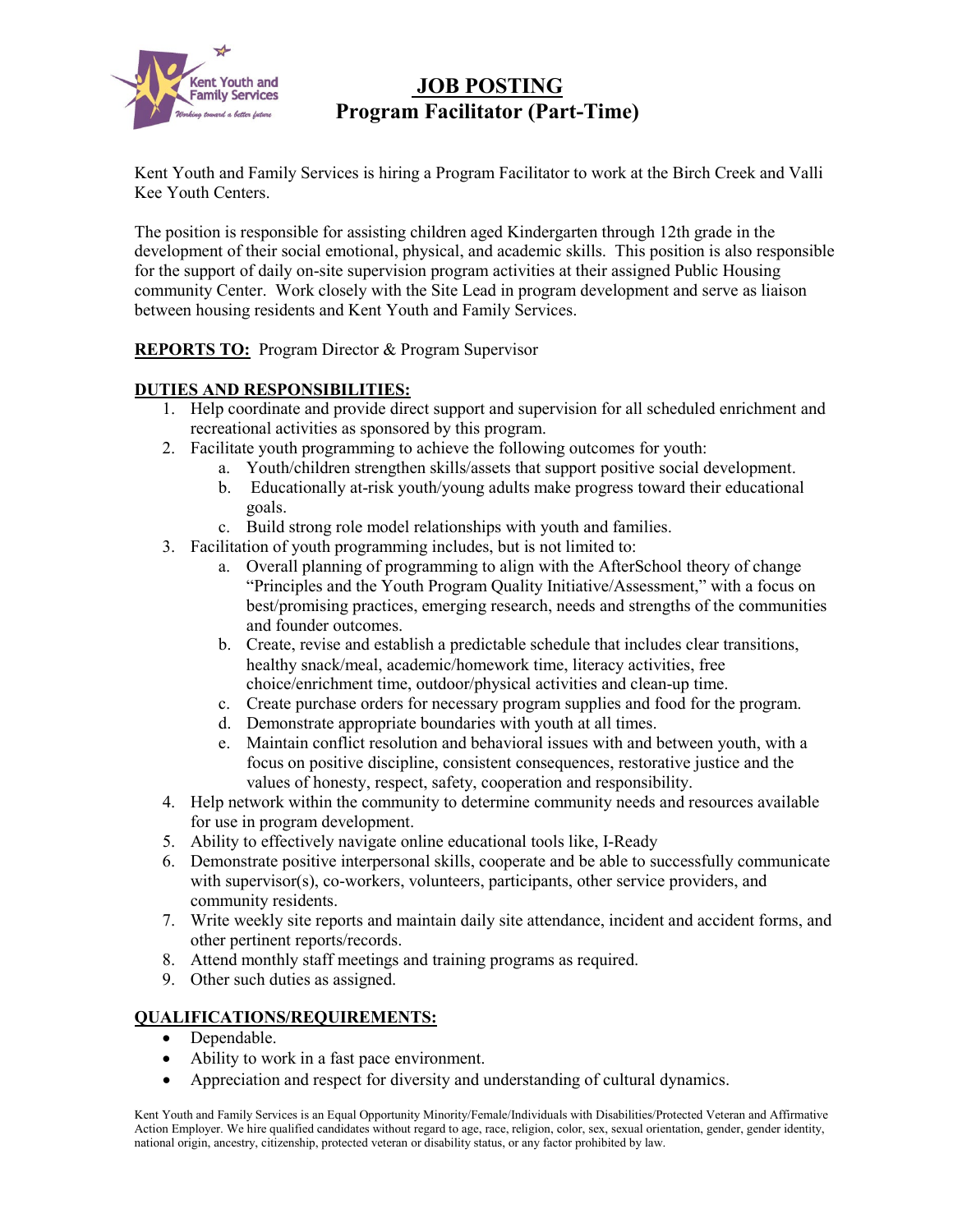# JOB POSTING

## Program Facilitator (Part-Time)

Kent Youth and Family Services is hiring a Program Facilitator to work at the Birch Creek and Valli Kee Youth Centers.

The position is responsible for assisting children aged Kindergarten through 12th grade in the development of their social emotional, physical, and academic skills. This position is also responsible for the support of daily on-site supervision program activities at their assigned Public Housing community Center. Work closely with the Site Lead in program development and serve as liaison between housing residents and Kent Youth and Family Services.

**REPORTS TO:** Program Director & Program Supervisor

**DUTIES AND RESPONSIBILITIES:**

1. Help coordinate and provide direct support and supervision for all scheduled enrichment and recreational activities as sponsored by this program.
2. Facilitate youth programming to achieve the following outcomes for youth:
   a. Youth/children strengthen skills/assets that support positive social development.
   b. Educationally at-risk youth/young adults make progress toward their educational goals.
   c. Build strong role model relationships with youth and families.
3. Facilitation of youth programming includes, but is not limited to:
   a. Overall planning of programming to align with the AfterSchool theory of change "Principles and the Youth Program Quality Initiative/Assessment," with a focus on best/promising practices, emerging research, needs and strengths of the communities and founder outcomes.
   b. Create, revise and establish a predictable schedule that includes clear transitions, healthy snack/meal, academic/homework time, literacy activities, free choice/enrichment time, outdoor/physical activities and clean-up time.
   c. Create purchase orders for necessary program supplies and food for the program.
   d. Demonstrate appropriate boundaries with youth at all times.
   e. Maintain conflict resolution and behavioral issues with and between youth, with a focus on positive discipline, consistent consequences, restorative justice and the values of honesty, respect, safety, cooperation and responsibility.
4. Help network within the community to determine community needs and resources available for use in program development.
5. Ability to effectively navigate online educational tools like, I-Ready
6. Demonstrate positive interpersonal skills, cooperate and be able to successfully communicate with supervisor(s), co-workers, volunteers, participants, other service providers, and community residents.
7. Write weekly site reports and maintain daily site attendance, incident and accident forms, and other pertinent reports/records.
8. Attend monthly staff meetings and training programs as required.
9. Other such duties as assigned.

**QUALIFICATIONS/REQUIREMENTS:**

- Dependable.
- Ability to work in a fast pace environment.
- Appreciation and respect for diversity and understanding of cultural dynamics.

Kent Youth and Family Services is an Equal Opportunity Minority/Female/Individuals with Disabilities/Protected Veteran and Affirmative Action Employer. We hire qualified candidates without regard to age, race, religion, color, sex, sexual orientation, gender, gender identity, national origin, ancestry, citizenship, protected veteran or disability status, or any factor prohibited by law.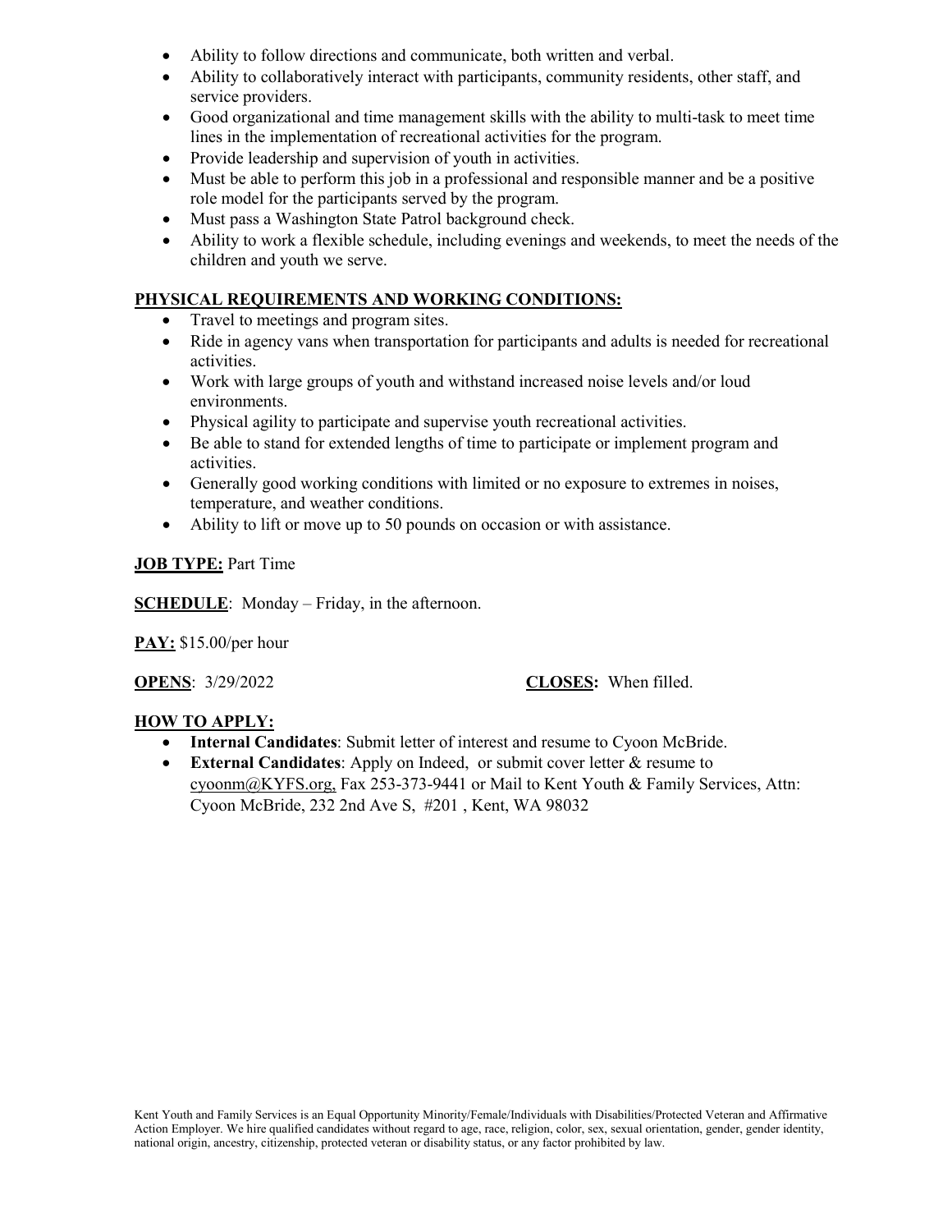- Ability to follow directions and communicate, both written and verbal.
- Ability to collaboratively interact with participants, community residents, other staff, and service providers.
- Good organizational and time management skills with the ability to multi-task to meet time lines in the implementation of recreational activities for the program.
- Provide leadership and supervision of youth in activities.
- Must be able to perform this job in a professional and responsible manner and be a positive role model for the participants served by the program.
- Must pass a Washington State Patrol background check.
- Ability to work a flexible schedule, including evenings and weekends, to meet the needs of the children and youth we serve.

**PHYSICAL REQUIREMENTS AND WORKING CONDITIONS:**

- Travel to meetings and program sites.
- Ride in agency vans when transportation for participants and adults is needed for recreational activities.
- Work with large groups of youth and withstand increased noise levels and/or loud environments.
- Physical agility to participate and supervise youth recreational activities.
- Be able to stand for extended lengths of time to participate or implement program and activities.
- Generally good working conditions with limited or no exposure to extremes in noises, temperature, and weather conditions.
- Ability to lift or move up to 50 pounds on occasion or with assistance.

**JOB TYPE:** Part Time

**SCHEDULE**: Monday – Friday, in the afternoon.

**PAY:** $15.00/per hour

**OPENS**: 3/29/2022 **CLOSES:** When filled.

**HOW TO APPLY:**

- **Internal Candidates**: Submit letter of interest and resume to Cyoon McBride.
- **External Candidates**: Apply on Indeed, or submit cover letter & resume to cyoonm@KYFS.org, Fax 253-373-9441 or Mail to Kent Youth & Family Services, Attn: Cyoon McBride, 232 2nd Ave S, #201 , Kent, WA 98032

Kent Youth and Family Services is an Equal Opportunity Minority/Female/Individuals with Disabilities/Protected Veteran and Affirmative Action Employer. We hire qualified candidates without regard to age, race, religion, color, sex, sexual orientation, gender, gender identity, national origin, ancestry, citizenship, protected veteran or disability status, or any factor prohibited by law.